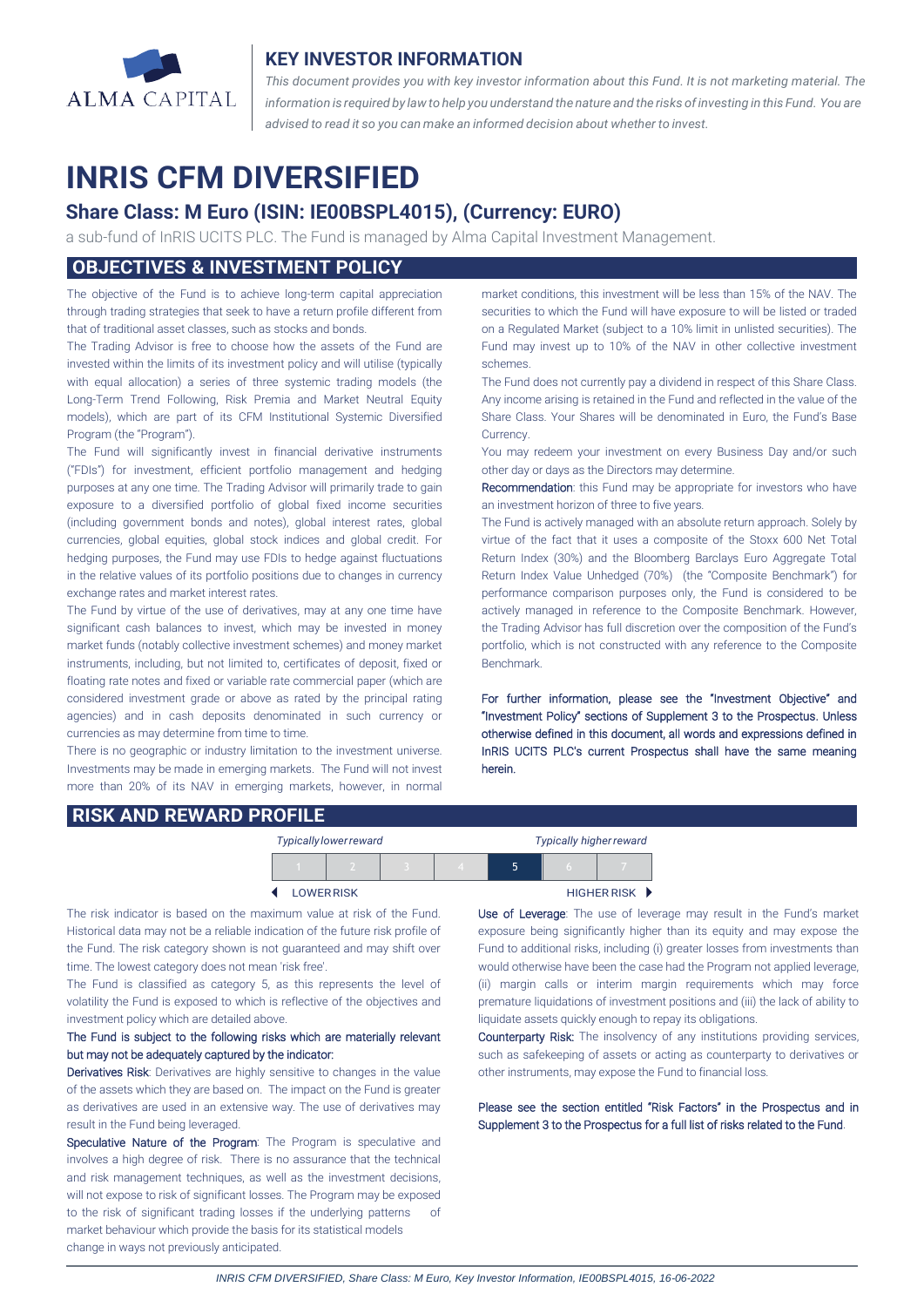ALMA CAPITAL

## KEY INVESTOR INFORMATION

*This document provides you with key investor information about this Fund. It is not marketing material. The information is required by law to help you understand the nature and the risks of investing in this Fund. You are advised to read it so you can make an informed decision about whether to invest.*

# INRIS CFM DIVERSIFIED

### Share Class: M Euro (ISIN: IE00BSPL4015), (Currency: EURO)

a sub-fund of InRIS UCITS PLC. The Fund is managed by Alma Capital Investment Management.

## OBJECTIVES & INVESTMENT POLICY

The objective of the Fund is to achieve long-term capital appreciation through trading strategies that seek to have a return profile different from that of traditional asset classes, such as stocks and bonds.

The Trading Advisor is free to choose how the assets of the Fund are invested within the limits of its investment policy and will utilise (typically with equal allocation) a series of three systemic trading models (the Long-Term Trend Following, Risk Premia and Market Neutral Equity models), which are part of its CFM Institutional Systemic Diversified Program (the "Program").

The Fund will significantly invest in financial derivative instruments ("FDIs") for investment, efficient portfolio management and hedging purposes at any one time. The Trading Advisor will primarily trade to gain exposure to a diversified portfolio of global fixed income securities (including government bonds and notes), global interest rates, global currencies, global equities, global stock indices and global credit. For hedging purposes, the Fund may use FDIs to hedge against fluctuations in the relative values of its portfolio positions due to changes in currency exchange rates and market interest rates.

The Fund by virtue of the use of derivatives, may at any one time have significant cash balances to invest, which may be invested in money market funds (notably collective investment schemes) and money market instruments, including, but not limited to, certificates of deposit, fixed or floating rate notes and fixed or variable rate commercial paper (which are considered investment grade or above as rated by the principal rating agencies) and in cash deposits denominated in such currency or currencies as may determine from time to time.

There is no geographic or industry limitation to the investment universe. Investments may be made in emerging markets. The Fund will not invest more than 20% of its NAV in emerging markets, however, in normal market conditions, this investment will be less than 15% of the NAV. The securities to which the Fund will have exposure to will be listed or traded on a Regulated Market (subject to a 10% limit in unlisted securities). The Fund may invest up to 10% of the NAV in other collective investment schemes.

The Fund does not currently pay a dividend in respect of this Share Class. Any income arising is retained in the Fund and reflected in the value of the Share Class. Your Shares will be denominated in Euro, the Fund's Base Currency.

You may redeem your investment on every Business Day and/or such other day or days as the Directors may determine.

Recommendation: this Fund may be appropriate for investors who have an investment horizon of three to five years.

The Fund is actively managed with an absolute return approach. Solely by virtue of the fact that it uses a composite of the Stoxx 600 Net Total Return Index (30%) and the Bloomberg Barclays Euro Aggregate Total Return Index Value Unhedged (70%) (the "Composite Benchmark") for performance comparison purposes only, the Fund is considered to be actively managed in reference to the Composite Benchmark. However, the Trading Advisor has full discretion over the composition of the Fund's portfolio, which is not constructed with any reference to the Composite Benchmark.

For further information, please see the "Investment Objective" and "Investment Policy" sections of Supplement 3 to the Prospectus. Unless otherwise defined in this document, all words and expressions defined in InRIS UCITS PLC's current Prospectus shall have the same meaning herein.

## RISK AND REWARD PROFILE

| *Typically lower reward* | | | | | | *Typically higher reward* |
|---|---|---|---|---|---|---|
| 1 | 2 | 3 | 4 | **5** | 6 | 7 |
| ◄ LOWER RISK | | | | | | HIGHER RISK ► |

The risk indicator is based on the maximum value at risk of the Fund. Historical data may not be a reliable indication of the future risk profile of the Fund. The risk category shown is not guaranteed and may shift over time. The lowest category does not mean 'risk free'.

The Fund is classified as category 5, as this represents the level of volatility the Fund is exposed to which is reflective of the objectives and investment policy which are detailed above.

The Fund is subject to the following risks which are materially relevant but may not be adequately captured by the indicator:

Derivatives Risk: Derivatives are highly sensitive to changes in the value of the assets which they are based on. The impact on the Fund is greater as derivatives are used in an extensive way. The use of derivatives may result in the Fund being leveraged.

Speculative Nature of the Program: The Program is speculative and involves a high degree of risk. There is no assurance that the technical and risk management techniques, as well as the investment decisions, will not expose to risk of significant losses. The Program may be exposed to the risk of significant trading losses if the underlying patterns of market behaviour which provide the basis for its statistical models change in ways not previously anticipated.

Use of Leverage: The use of leverage may result in the Fund's market exposure being significantly higher than its equity and may expose the Fund to additional risks, including (i) greater losses from investments than would otherwise have been the case had the Program not applied leverage, (ii) margin calls or interim margin requirements which may force premature liquidations of investment positions and (iii) the lack of ability to liquidate assets quickly enough to repay its obligations.

Counterparty Risk: The insolvency of any institutions providing services, such as safekeeping of assets or acting as counterparty to derivatives or other instruments, may expose the Fund to financial loss.

Please see the section entitled "Risk Factors" in the Prospectus and in Supplement 3 to the Prospectus for a full list of risks related to the Fund.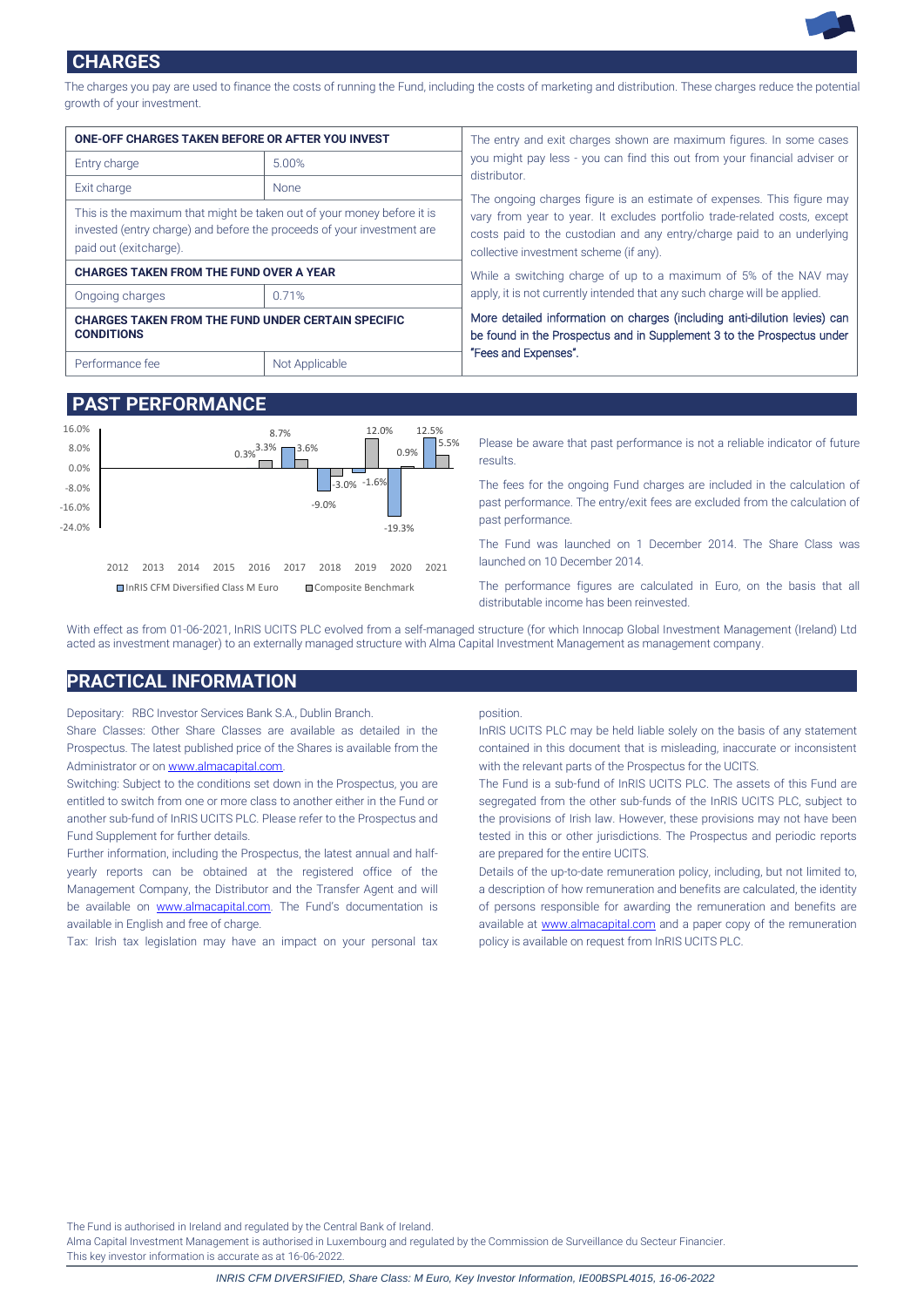## CHARGES

The charges you pay are used to finance the costs of running the Fund, including the costs of marketing and distribution. These charges reduce the potential growth of your investment.

| ONE-OFF CHARGES TAKEN BEFORE OR AFTER YOU INVEST | |
|---|---|
| Entry charge | 5.00% |
| Exit charge | None |
| This is the maximum that might be taken out of your money before it is invested (entry charge) and before the proceeds of your investment are paid out (exitcharge). | |
| **CHARGES TAKEN FROM THE FUND OVER A YEAR** | |
| Ongoing charges | 0.71% |
| **CHARGES TAKEN FROM THE FUND UNDER CERTAIN SPECIFIC CONDITIONS** | |
| Performance fee | Not Applicable |

The entry and exit charges shown are maximum figures. In some cases you might pay less - you can find this out from your financial adviser or distributor.

The ongoing charges figure is an estimate of expenses. This figure may vary from year to year. It excludes portfolio trade-related costs, except costs paid to the custodian and any entry/charge paid to an underlying collective investment scheme (if any).

While a switching charge of up to a maximum of 5% of the NAV may apply, it is not currently intended that any such charge will be applied.

More detailed information on charges (including anti-dilution levies) can be found in the Prospectus and in Supplement 3 to the Prospectus under "Fees and Expenses".

## PAST PERFORMANCE

16.0%
8.0%
0.0%
-8.0%
-16.0%
-24.0%

8.7%
0.3%
3.3%
3.6%
12.0%
12.5%
5.5%
0.9%
-3.0%
-1.6%
-9.0%
-19.3%

2012 2013 2014 2015 2016 2017 2018 2019 2020 2021

InRIS CFM Diversified Class M Euro
Composite Benchmark

Please be aware that past performance is not a reliable indicator of future results.

The fees for the ongoing Fund charges are included in the calculation of past performance. The entry/exit fees are excluded from the calculation of past performance.

The Fund was launched on 1 December 2014. The Share Class was launched on 10 December 2014.

The performance figures are calculated in Euro, on the basis that all distributable income has been reinvested.

With effect as from 01-06-2021, InRIS UCITS PLC evolved from a self-managed structure (for which Innocap Global Investment Management (Ireland) Ltd acted as investment manager) to an externally managed structure with Alma Capital Investment Management as management company.

## PRACTICAL INFORMATION

Depositary: RBC Investor Services Bank S.A., Dublin Branch.

Share Classes: Other Share Classes are available as detailed in the Prospectus. The latest published price of the Shares is available from the Administrator or on www.almacapital.com.

Switching: Subject to the conditions set down in the Prospectus, you are entitled to switch from one or more class to another either in the Fund or another sub-fund of InRIS UCITS PLC. Please refer to the Prospectus and Fund Supplement for further details.

Further information, including the Prospectus, the latest annual and half-yearly reports can be obtained at the registered office of the Management Company, the Distributor and the Transfer Agent and will be available on www.almacapital.com. The Fund's documentation is available in English and free of charge.

Tax: Irish tax legislation may have an impact on your personal tax position.

InRIS UCITS PLC may be held liable solely on the basis of any statement contained in this document that is misleading, inaccurate or inconsistent with the relevant parts of the Prospectus for the UCITS.

The Fund is a sub-fund of InRIS UCITS PLC. The assets of this Fund are segregated from the other sub-funds of the InRIS UCITS PLC, subject to the provisions of Irish law. However, these provisions may not have been tested in this or other jurisdictions. The Prospectus and periodic reports are prepared for the entire UCITS.

Details of the up-to-date remuneration policy, including, but not limited to, a description of how remuneration and benefits are calculated, the identity of persons responsible for awarding the remuneration and benefits are available at www.almacapital.com and a paper copy of the remuneration policy is available on request from InRIS UCITS PLC.

The Fund is authorised in Ireland and regulated by the Central Bank of Ireland.
Alma Capital Investment Management is authorised in Luxembourg and regulated by the Commission de Surveillance du Secteur Financier.
This key investor information is accurate as at 16-06-2022.